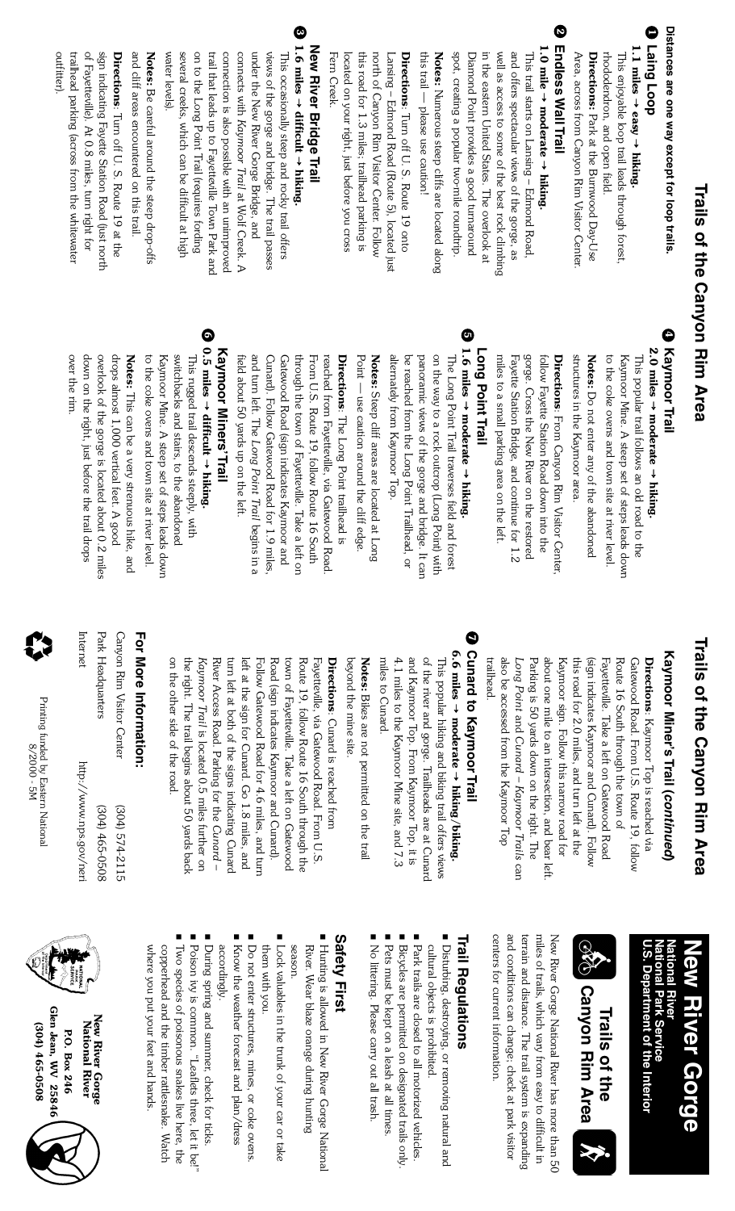# Trails of the Canyon Rim Area

**Distances are one way except for loop trails.**

## 1 Laing Loop

**1.1 miles → easy → hiking.**

This enjoyable loop trail leads through forest, rhododendron, and open field.

**Directions:** Park at the Burnwood Day-Use Area, across from Canyon Rim Visitor Center.

## 2 Endless Wall Trail

**1.0 mile → moderate → hiking.**

This trail starts on Lansing – Edmond Road, and offers spectacular views of the gorge, as well as access to some of the best rock climbing in the eastern United States. The overlook at Diamond Point provides a good turnaround spot, creating a popular two-mile roundtrip.

**Notes:** Numerous steep cliffs are located along this trail — please use caution!

**Directions:** Turn off U. S. Route 19 onto Lansing – Edmond Road (Route 5), located just north of Canyon Rim Visitor Center. Follow this road for 1.3 miles; trailhead parking is located on your right, just before you cross Fern Creek.

## 3 New River Bridge Trail

**1.6 miles → difficult → hiking.**

This occasionally steep and rocky trail offers views of the gorge and bridge. The trail passes under the New River Gorge Bridge, and connects with *Kaymoor Trail* at Wolf Creek. A connection is also possible with an unimproved trail that leads up to Fayetteville Town Park and on to the Long Point Trail (requires fording several creeks, which can be difficult at high water levels).

**Notes:** Be careful around the steep drop-offs and cliff areas encountered on this trail.

**Directions:** Turn off U. S. Route 19 at the sign indicating Fayette Station Road (just north of Fayetteville). At 0.8 miles, turn right for trailhead parking (across from the whitewater outfitter).

## 4 Kaymoor Trail

**2.0 miles → moderate → hiking.**

This popular trail follows an old road to the Kaymoor Mine. A steep set of steps leads down to the coke ovens and town site at river level.

**Notes:** Do not enter any of the abandoned structures in the Kaymoor area.

**Directions:** From Canyon Rim Visitor Center, follow Fayette Station Road down into the gorge. Cross the New River on the restored Fayette Station Bridge, and continue for 1.2 miles to a small parking area on the left.

## 5 Long Point Trail

**1.6 miles → moderate → hiking.**

The Long Point Trail traverses field and forest on the way to a rock outcrop (Long Point) with panoramic views of the gorge and bridge. It can be reached from the Long Point Trailhead, or alternately from Kaymoor Top.

**Notes:** Steep cliff areas are located at Long Point — use caution around the cliff edge.

**Directions:** The Long Point trailhead is reached from Fayetteville, via Gatewood Road. From U.S. Route 19, follow Route 16 South through the town of Fayetteville. Take a left on Gatewood Road (sign indicates Kaymoor and Cunard). Follow Gatewood Road for 1.9 miles, and turn left. The *Long Point Trail* begins in a field about 50 yards up on the left.

## 6 Kaymoor Miners' Trail

**0.5 miles → difficult → hiking.**

This rugged trail descends steeply, with switchbacks and stairs, to the abandoned Kaymoor Mine. A steep set of steps leads down to the coke ovens and town site at river level.

**Notes:** This can be a very strenuous hike, and drops almost 1,000 vertical feet. A good overlook of the gorge is located about 0.2 miles down on the right, just before the trail drops over the rim.

## Kaymoor Miner's Trail (*continued*)

**Directions:** Kaymoor Top is reached via Gatewood Road. From U.S. Route 19, follow Route 16 South through the town of Fayetteville. Take a left on Gatewood Road (sign indicates Kaymoor and Cunard). Follow this road for 2.0 miles, and turn left at the Kaymoor sign. Follow this narrow road for about one mile to an intersection, and bear left. Parking is 50 yards down on the right. The *Long Point* and *Cunard – Kaymoor Trails* can also be accessed from the Kaymoor Top trailhead.

## 7 Cunard to Kaymoor Trail

**6.6 miles → moderate → hiking/biking.**

This popular hiking and biking trail offers views of the river and gorge. Trailheads are at Cunard and Kaymoor Top. From Kaymoor Top, it is 4.1 miles to the Kaymoor Mine site, and 7.3 miles to Cunard.

**Notes:** Bikes are not permitted on the trail beyond the mine site.

**Directions:** Cunard is reached from Fayetteville, via Gatewood Road. From U.S. Route 19, follow Route 16 South through the town of Fayetteville. Take a left on Gatewood Road (sign indicates Kaymoor and Cunard). Follow Gatewood Road for 4.6 miles, and turn left at the sign for Cunard. Go 1.8 miles, and turn left at both of the signs indicating Cunard River Access Road. Parking for the *Cunard – Kaymoor Trail* is located 0.5 miles further on the right. The trail begins about 50 yards back on the other side of the road.

## For More Information:

| | |
|---|---|
| Canyon Rim Visitor Center | (304) 574-2115 |
| Park Headquarters | (304) 465-0508 |
| Internet | http://www.nps.gov/neri |

Printing funded by Eastern National
8/2000 - 5M

# New River Gorge

**National River**
**National Park Service**
**U.S. Department of the Interior**

## Trails of the Canyon Rim Area

New River Gorge National River has more than 50 miles of trails, which vary from easy to difficult in terrain and distance. The trail system is expanding and conditions can change; check at park visitor centers for current information.

## Trail Regulations

- Disturbing, destroying, or removing natural and cultural objects is prohibited.
- Park trails are closed to all motorized vehicles.
- Bicycles are permitted on designated trails only.
- Pets must be kept on a leash at all times.
- No littering. Please carry out all trash.

## Safety First

- Hunting is allowed in New River Gorge National River. Wear blaze orange during hunting season.
- Lock valuables in the trunk of your car or take them with you.
- Do not enter structures, mines, or coke ovens.
- Know the weather forecast and plan/dress accordingly.
- During spring and summer, check for ticks.
- Poison ivy is common. "Leaflets three, let it be!"
- Two species of poisonous snakes live here, the copperhead and the timber rattlesnake. Watch where you put your feet and hands.

**New River Gorge National River**
**P.O. Box 246**
**Glen Jean, WV 25846**
**(304) 465-0508**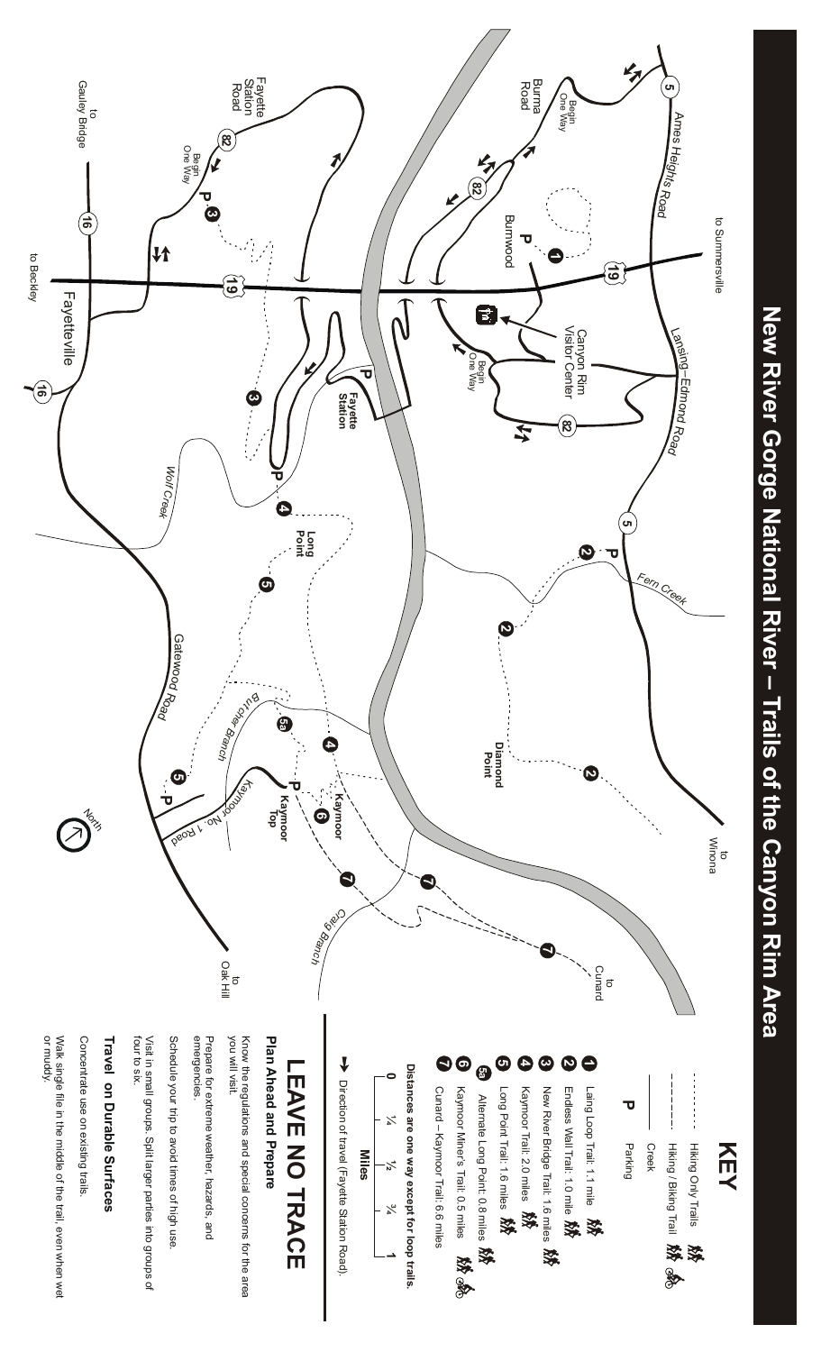# New River Gorge National River – Trails of the Canyon Rim Area

to Summersville

Ames Heights Road

Burma Road

Begin One Way

Burnwood

Lansing–Edmond Road

Canyon Rim Visitor Center

Begin One Way

Fayette Station Road

Begin One Way

Fayette Station

to Gauley Bridge

to Beckley

Fayetteville

Fern Creek

Diamond Point

Long Point

Wolf Creek

Gatewood Road

Butcher Branch

Kaymoor

Kaymoor Top

Kaymoor No. 1 Road

Craig Branch

to Winona

to Cunard

to Oak Hill

North

## KEY

- Hiking Only Trails
- Hiking / Biking Trail
- Creek
- P Parking

1. Laing Loop Trail: 1.1 mile
2. Endless Wall Trail: 1.0 mile
3. New River Bridge Trail: 1.6 miles
4. Kaymoor Trail: 2.0 miles
5. Long Point Trail: 1.6 miles

5a. Alternate Long Point: 0.8 miles

6. Kaymoor Miner's Trail: 0.5 miles
7. Cunard – Kaymoor Trail: 6.6 miles

**Distances are one way except for loop trails.**

0 ¼ ½ ¾ 1

Miles

Direction of travel (Fayette Station Road).

## LEAVE NO TRACE

### Plan Ahead and Prepare

Know the regulations and special concerns for the area you will visit.

Prepare for extreme weather, hazards, and emergencies.

Schedule your trip to avoid times of high use.

Visit in small groups. Split larger parties into groups of four to six.

### Travel on Durable Surfaces

Concentrate use on existing trails.

Walk single file in the middle of the trail, even when wet or muddy.